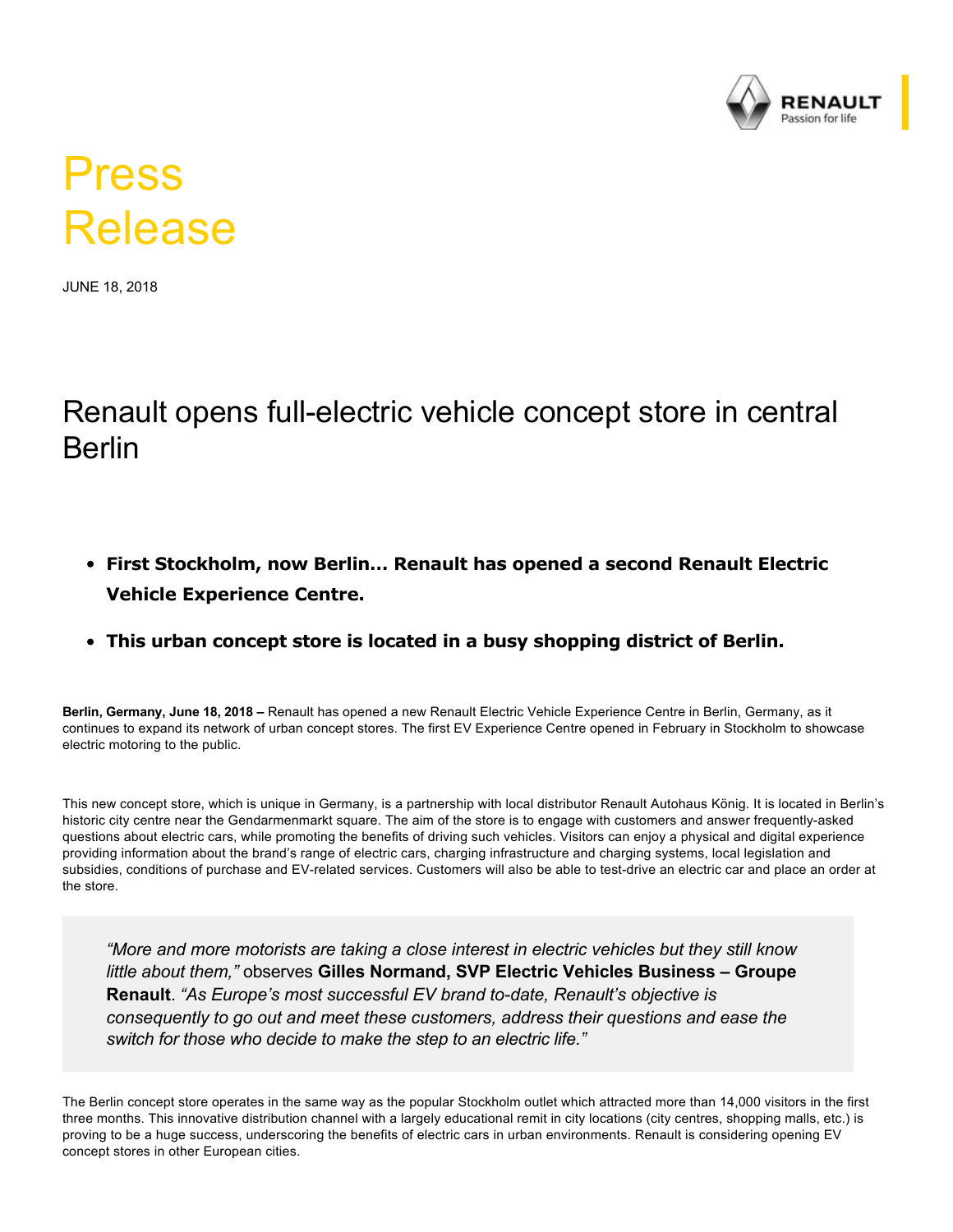# Press Release

JUNE 18, 2018

## Renault opens full-electric vehicle concept store in central Berlin

- **First Stockholm, now Berlin… Renault has opened a second Renault Electric Vehicle Experience Centre.**
- **This urban concept store is located in a busy shopping district of Berlin.**

**Berlin, Germany, June 18, 2018 –** Renault has opened a new Renault Electric Vehicle Experience Centre in Berlin, Germany, as it continues to expand its network of urban concept stores. The first EV Experience Centre opened in February in Stockholm to showcase electric motoring to the public.

This new concept store, which is unique in Germany, is a partnership with local distributor Renault Autohaus König. It is located in Berlin's historic city centre near the Gendarmenmarkt square. The aim of the store is to engage with customers and answer frequently-asked questions about electric cars, while promoting the benefits of driving such vehicles. Visitors can enjoy a physical and digital experience providing information about the brand's range of electric cars, charging infrastructure and charging systems, local legislation and subsidies, conditions of purchase and EV-related services. Customers will also be able to test-drive an electric car and place an order at the store.

> *"More and more motorists are taking a close interest in electric vehicles but they still know little about them,"* observes **Gilles Normand, SVP Electric Vehicles Business – Groupe Renault**. *"As Europe's most successful EV brand to-date, Renault's objective is consequently to go out and meet these customers, address their questions and ease the switch for those who decide to make the step to an electric life."*

The Berlin concept store operates in the same way as the popular Stockholm outlet which attracted more than 14,000 visitors in the first three months. This innovative distribution channel with a largely educational remit in city locations (city centres, shopping malls, etc.) is proving to be a huge success, underscoring the benefits of electric cars in urban environments. Renault is considering opening EV concept stores in other European cities.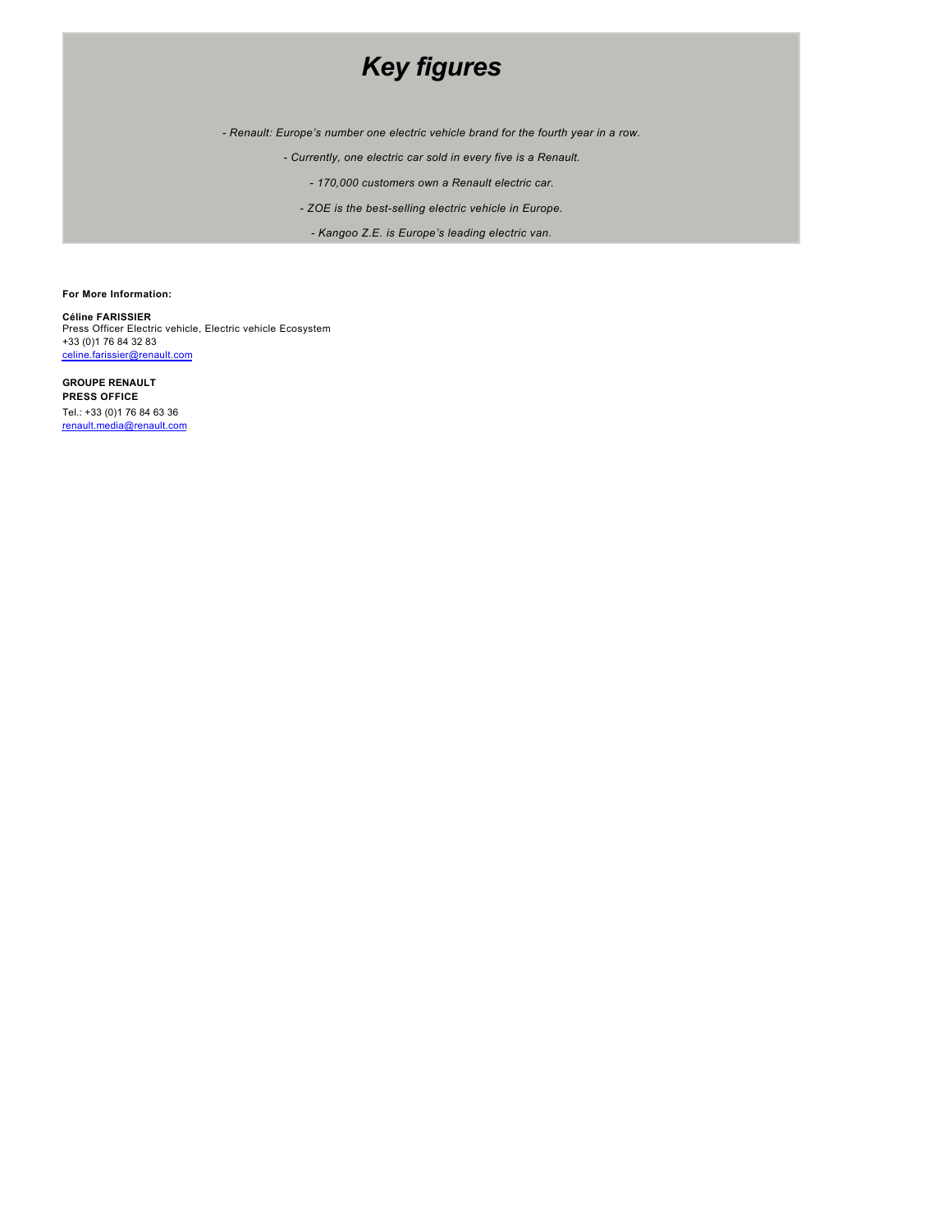## *Key figures*

*- Renault: Europe's number one electric vehicle brand for the fourth year in a row.*

*- Currently, one electric car sold in every five is a Renault.*

*- 170,000 customers own a Renault electric car.*

*- ZOE is the best-selling electric vehicle in Europe.*

*- Kangoo Z.E. is Europe's leading electric van.*

**For More Information:**

**Céline FARISSIER**
Press Officer Electric vehicle, Electric vehicle Ecosystem
+33 (0)1 76 84 32 83
celine.farissier@renault.com

**GROUPE RENAULT**
**PRESS OFFICE**
Tel.: +33 (0)1 76 84 63 36
renault.media@renault.com